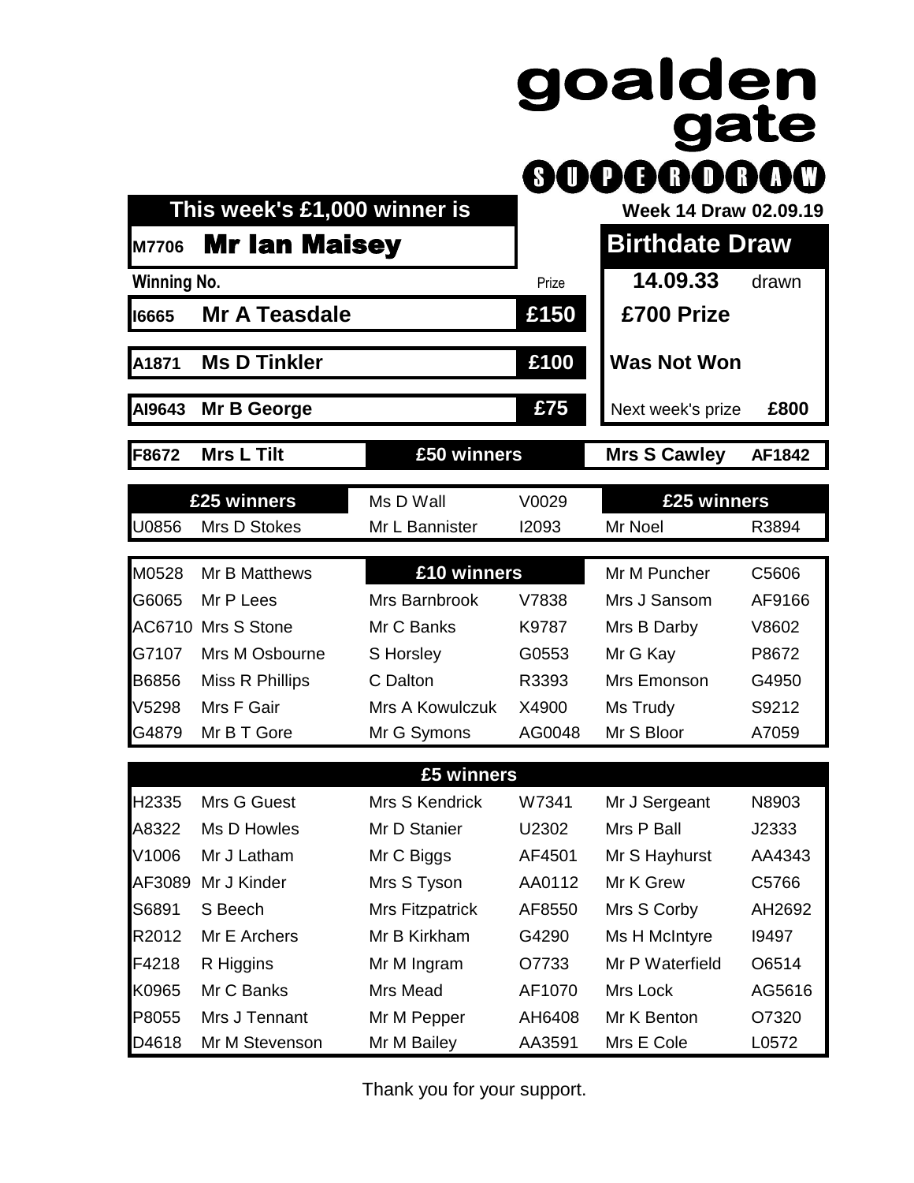# goalden gate SUPERDRAW

**Week 14 Draw 02.09.19**

## This week's £1,000 winner is

**M7706 Mr Ian Maisey**

## Birthdate Draw

**14.09.33** drawn

**£700 Prize**

**Was Not Won**

Next week's prize **£800**

| Winning No. | | Prize |
|---|---|---|
| I6665 | Mr A Teasdale | £150 |
| A1871 | Ms D Tinkler | £100 |
| AI9643 | Mr B George | £75 |

### £50 winners

| | |
|---|---|
| F8672 | Mrs L Tilt |
| AF1842 | Mrs S Cawley |

### £25 winners

| | |
|---|---|
| U0856 | Mrs D Stokes |
| V0029 | Ms D Wall |
| I2093 | Mr L Bannister |
| R3894 | Mr Noel |

### £10 winners

| | | | | | |
|---|---|---|---|---|---|
| M0528 | Mr B Matthews | | | Mr M Puncher | C5606 |
| G6065 | Mr P Lees | Mrs Barnbrook | V7838 | Mrs J Sansom | AF9166 |
| AC6710 | Mrs S Stone | Mr C Banks | K9787 | Mrs B Darby | V8602 |
| G7107 | Mrs M Osbourne | S Horsley | G0553 | Mr G Kay | P8672 |
| B6856 | Miss R Phillips | C Dalton | R3393 | Mrs Emonson | G4950 |
| V5298 | Mrs F Gair | Mrs A Kowulczuk | X4900 | Ms Trudy | S9212 |
| G4879 | Mr B T Gore | Mr G Symons | AG0048 | Mr S Bloor | A7059 |

### £5 winners

| | | | | | |
|---|---|---|---|---|---|
| H2335 | Mrs G Guest | Mrs S Kendrick | W7341 | Mr J Sergeant | N8903 |
| A8322 | Ms D Howles | Mr D Stanier | U2302 | Mrs P Ball | J2333 |
| V1006 | Mr J Latham | Mr C Biggs | AF4501 | Mr S Hayhurst | AA4343 |
| AF3089 | Mr J Kinder | Mrs S Tyson | AA0112 | Mr K Grew | C5766 |
| S6891 | S Beech | Mrs Fitzpatrick | AF8550 | Mrs S Corby | AH2692 |
| R2012 | Mr E Archers | Mr B Kirkham | G4290 | Ms H McIntyre | I9497 |
| F4218 | R Higgins | Mr M Ingram | O7733 | Mr P Waterfield | O6514 |
| K0965 | Mr C Banks | Mrs Mead | AF1070 | Mrs Lock | AG5616 |
| P8055 | Mrs J Tennant | Mr M Pepper | AH6408 | Mr K Benton | O7320 |
| D4618 | Mr M Stevenson | Mr M Bailey | AA3591 | Mrs E Cole | L0572 |

Thank you for your support.